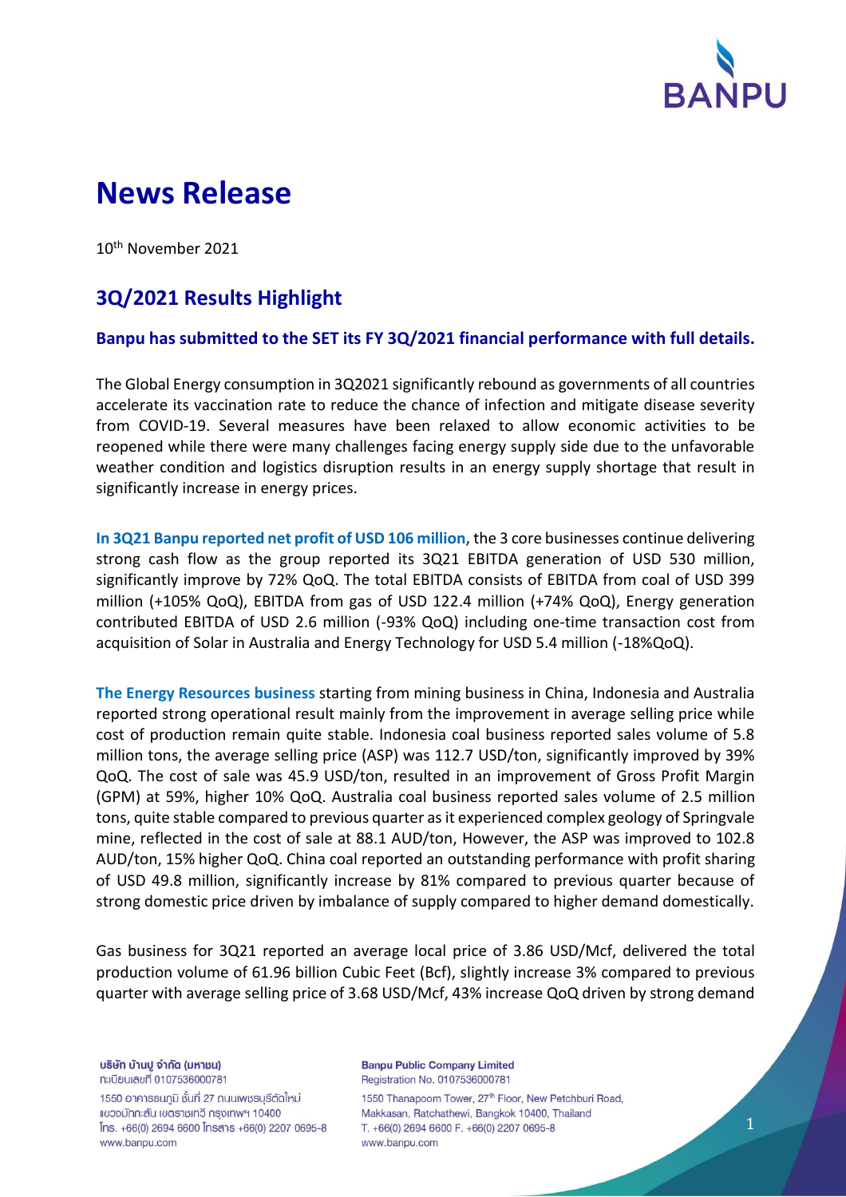# News Release

10th November 2021

## 3Q/2021 Results Highlight

### Banpu has submitted to the SET its FY 3Q/2021 financial performance with full details.

The Global Energy consumption in 3Q2021 significantly rebound as governments of all countries accelerate its vaccination rate to reduce the chance of infection and mitigate disease severity from COVID-19. Several measures have been relaxed to allow economic activities to be reopened while there were many challenges facing energy supply side due to the unfavorable weather condition and logistics disruption results in an energy supply shortage that result in significantly increase in energy prices.

**In 3Q21 Banpu reported net profit of USD 106 million,** the 3 core businesses continue delivering strong cash flow as the group reported its 3Q21 EBITDA generation of USD 530 million, significantly improve by 72% QoQ. The total EBITDA consists of EBITDA from coal of USD 399 million (+105% QoQ), EBITDA from gas of USD 122.4 million (+74% QoQ), Energy generation contributed EBITDA of USD 2.6 million (-93% QoQ) including one-time transaction cost from acquisition of Solar in Australia and Energy Technology for USD 5.4 million (-18%QoQ).

**The Energy Resources business** starting from mining business in China, Indonesia and Australia reported strong operational result mainly from the improvement in average selling price while cost of production remain quite stable. Indonesia coal business reported sales volume of 5.8 million tons, the average selling price (ASP) was 112.7 USD/ton, significantly improved by 39% QoQ. The cost of sale was 45.9 USD/ton, resulted in an improvement of Gross Profit Margin (GPM) at 59%, higher 10% QoQ. Australia coal business reported sales volume of 2.5 million tons, quite stable compared to previous quarter as it experienced complex geology of Springvale mine, reflected in the cost of sale at 88.1 AUD/ton, However, the ASP was improved to 102.8 AUD/ton, 15% higher QoQ. China coal reported an outstanding performance with profit sharing of USD 49.8 million, significantly increase by 81% compared to previous quarter because of strong domestic price driven by imbalance of supply compared to higher demand domestically.

Gas business for 3Q21 reported an average local price of 3.86 USD/Mcf, delivered the total production volume of 61.96 billion Cubic Feet (Bcf), slightly increase 3% compared to previous quarter with average selling price of 3.68 USD/Mcf, 43% increase QoQ driven by strong demand

บริษัท บ้านปู จำกัด (มหาชน)
ทะเบียนเลขที่ 0107536000781
1550 อาคารธนภูมิ ชั้นที่ 27 ถนนเพชรบุรีตัดใหม่
แขวงมักกะสัน เขตราชเทวี กรุงเทพฯ 10400
โทร. +66(0) 2694 6600 โทรสาร +66(0) 2207 0695-8
www.banpu.com

Banpu Public Company Limited
Registration No. 0107536000781
1550 Thanapoom Tower, 27th Floor, New Petchburi Road,
Makkasan, Ratchathewi, Bangkok 10400, Thailand
T. +66(0) 2694 6600 F. +66(0) 2207 0695-8
www.banpu.com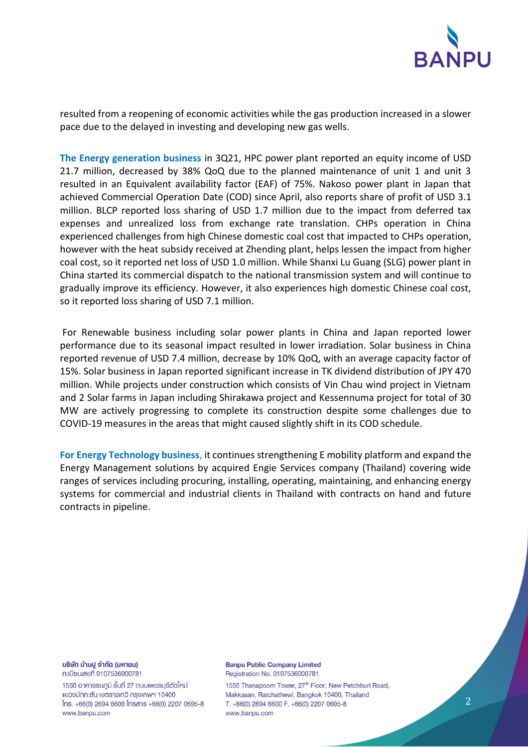resulted from a reopening of economic activities while the gas production increased in a slower pace due to the delayed in investing and developing new gas wells.

**The Energy generation business** in 3Q21, HPC power plant reported an equity income of USD 21.7 million, decreased by 38% QoQ due to the planned maintenance of unit 1 and unit 3 resulted in an Equivalent availability factor (EAF) of 75%. Nakoso power plant in Japan that achieved Commercial Operation Date (COD) since April, also reports share of profit of USD 3.1 million. BLCP reported loss sharing of USD 1.7 million due to the impact from deferred tax expenses and unrealized loss from exchange rate translation. CHPs operation in China experienced challenges from high Chinese domestic coal cost that impacted to CHPs operation, however with the heat subsidy received at Zhending plant, helps lessen the impact from higher coal cost, so it reported net loss of USD 1.0 million. While Shanxi Lu Guang (SLG) power plant in China started its commercial dispatch to the national transmission system and will continue to gradually improve its efficiency. However, it also experiences high domestic Chinese coal cost, so it reported loss sharing of USD 7.1 million.

For Renewable business including solar power plants in China and Japan reported lower performance due to its seasonal impact resulted in lower irradiation. Solar business in China reported revenue of USD 7.4 million, decrease by 10% QoQ, with an average capacity factor of 15%. Solar business in Japan reported significant increase in TK dividend distribution of JPY 470 million. While projects under construction which consists of Vin Chau wind project in Vietnam and 2 Solar farms in Japan including Shirakawa project and Kessennuma project for total of 30 MW are actively progressing to complete its construction despite some challenges due to COVID-19 measures in the areas that might caused slightly shift in its COD schedule.

**For Energy Technology business**, it continues strengthening E mobility platform and expand the Energy Management solutions by acquired Engie Services company (Thailand) covering wide ranges of services including procuring, installing, operating, maintaining, and enhancing energy systems for commercial and industrial clients in Thailand with contracts on hand and future contracts in pipeline.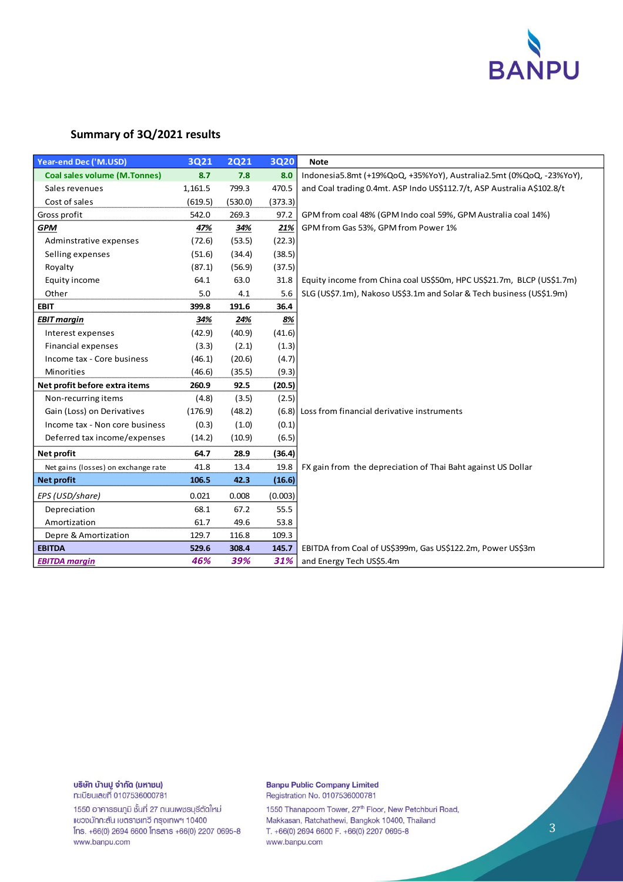## Summary of 3Q/2021 results

| Year-end Dec ('M.USD) | 3Q21 | 2Q21 | 3Q20 | Note |
|---|---|---|---|---|
| **Coal sales volume (M.Tonnes)** | **8.7** | **7.8** | **8.0** | Indonesia5.8mt (+19%QoQ, +35%YoY), Australia2.5mt (0%QoQ, -23%YoY), |
| Sales revenues | 1,161.5 | 799.3 | 470.5 | and Coal trading 0.4mt. ASP Indo US$112.7/t, ASP Australia A$102.8/t |
| Cost of sales | (619.5) | (530.0) | (373.3) | |
| Gross profit | 542.0 | 269.3 | 97.2 | GPM from coal 48% (GPM Indo coal 59%, GPM Australia coal 14%) |
| ***GPM*** | ***47%*** | ***34%*** | ***21%*** | GPM from Gas 53%, GPM from Power 1% |
| Adminstrative expenses | (72.6) | (53.5) | (22.3) | |
| Selling expenses | (51.6) | (34.4) | (38.5) | |
| Royalty | (87.1) | (56.9) | (37.5) | |
| Equity income | 64.1 | 63.0 | 31.8 | Equity income from China coal US$50m, HPC US$21.7m, BLCP (US$1.7m) |
| Other | 5.0 | 4.1 | 5.6 | SLG (US$7.1m), Nakoso US$3.1m and Solar & Tech business (US$1.9m) |
| **EBIT** | **399.8** | **191.6** | **36.4** | |
| ***EBIT margin*** | ***34%*** | ***24%*** | ***8%*** | |
| Interest expenses | (42.9) | (40.9) | (41.6) | |
| Financial expenses | (3.3) | (2.1) | (1.3) | |
| Income tax - Core business | (46.1) | (20.6) | (4.7) | |
| Minorities | (46.6) | (35.5) | (9.3) | |
| **Net profit before extra items** | **260.9** | **92.5** | **(20.5)** | |
| Non-recurring items | (4.8) | (3.5) | (2.5) | |
| Gain (Loss) on Derivatives | (176.9) | (48.2) | (6.8) | Loss from financial derivative instruments |
| Income tax - Non core business | (0.3) | (1.0) | (0.1) | |
| Deferred tax income/expenses | (14.2) | (10.9) | (6.5) | |
| **Net profit** | **64.7** | **28.9** | **(36.4)** | |
| Net gains (losses) on exchange rate | 41.8 | 13.4 | 19.8 | FX gain from the depreciation of Thai Baht against US Dollar |
| **Net profit** | **106.5** | **42.3** | **(16.6)** | |
| *EPS (USD/share)* | 0.021 | 0.008 | (0.003) | |
| Depreciation | 68.1 | 67.2 | 55.5 | |
| Amortization | 61.7 | 49.6 | 53.8 | |
| Depre & Amortization | 129.7 | 116.8 | 109.3 | |
| **EBITDA** | **529.6** | **308.4** | **145.7** | EBITDA from Coal of US$399m, Gas US$122.2m, Power US$3m |
| ***EBITDA margin*** | ***46%*** | ***39%*** | ***31%*** | and Energy Tech US$5.4m |

บริษัท บ้านปู จำกัด (มหาชน)
ทะเบียนเลขที่ 0107536000781
1550 อาคารธนภูมิ ชั้นที่ 27 ถนนเพชรบุรีตัดใหม่
แขวงมักกะสัน เขตราชเทวี กรุงเทพฯ 10400
โทร. +66(0) 2694 6600 โทรสาร +66(0) 2207 0695-8
www.banpu.com

**Banpu Public Company Limited**
Registration No. 0107536000781
1550 Thanapoom Tower, 27th Floor, New Petchburi Road,
Makkasan, Ratchathewi, Bangkok 10400, Thailand
T. +66(0) 2694 6600 F. +66(0) 2207 0695-8
www.banpu.com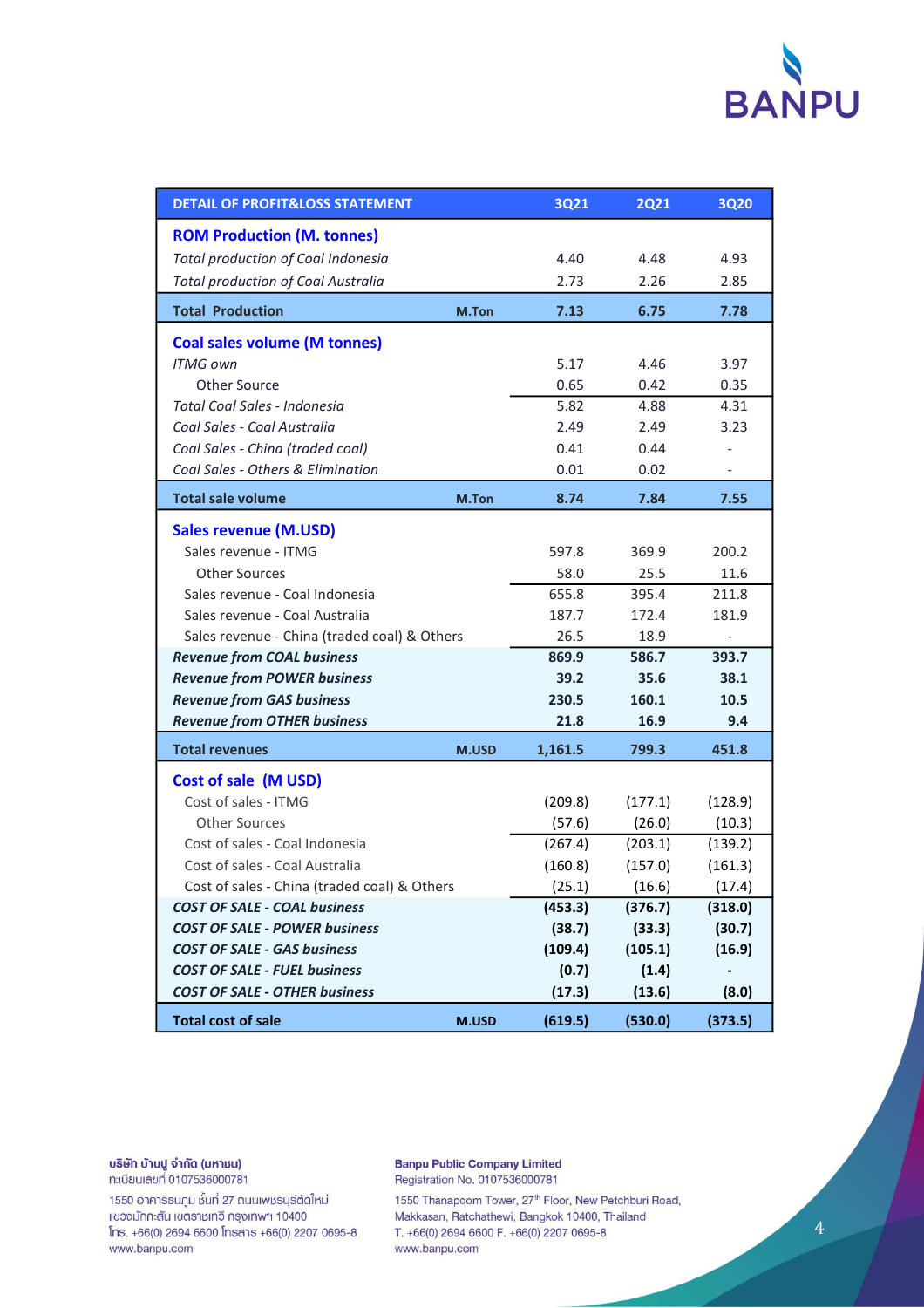| DETAIL OF PROFIT&LOSS STATEMENT | | 3Q21 | 2Q21 | 3Q20 |
|---|---|---|---|---|
| **ROM Production (M. tonnes)** | | | | |
| *Total production of Coal Indonesia* | | 4.40 | 4.48 | 4.93 |
| *Total production of Coal Australia* | | 2.73 | 2.26 | 2.85 |
| **Total Production** | **M.Ton** | **7.13** | **6.75** | **7.78** |
| **Coal sales volume (M tonnes)** | | | | |
| *ITMG own* | | 5.17 | 4.46 | 3.97 |
| Other Source | | 0.65 | 0.42 | 0.35 |
| *Total Coal Sales - Indonesia* | | 5.82 | 4.88 | 4.31 |
| *Coal Sales - Coal Australia* | | 2.49 | 2.49 | 3.23 |
| *Coal Sales - China (traded coal)* | | 0.41 | 0.44 | - |
| *Coal Sales - Others & Elimination* | | 0.01 | 0.02 | - |
| **Total sale volume** | **M.Ton** | **8.74** | **7.84** | **7.55** |
| **Sales revenue (M.USD)** | | | | |
| Sales revenue - ITMG | | 597.8 | 369.9 | 200.2 |
| Other Sources | | 58.0 | 25.5 | 11.6 |
| Sales revenue - Coal Indonesia | | 655.8 | 395.4 | 211.8 |
| Sales revenue - Coal Australia | | 187.7 | 172.4 | 181.9 |
| Sales revenue - China (traded coal) & Others | | 26.5 | 18.9 | - |
| ***Revenue from COAL business*** | | **869.9** | **586.7** | **393.7** |
| ***Revenue from POWER business*** | | **39.2** | **35.6** | **38.1** |
| ***Revenue from GAS business*** | | **230.5** | **160.1** | **10.5** |
| ***Revenue from OTHER business*** | | **21.8** | **16.9** | **9.4** |
| **Total revenues** | **M.USD** | **1,161.5** | **799.3** | **451.8** |
| **Cost of sale (M USD)** | | | | |
| Cost of sales - ITMG | | (209.8) | (177.1) | (128.9) |
| Other Sources | | (57.6) | (26.0) | (10.3) |
| Cost of sales - Coal Indonesia | | (267.4) | (203.1) | (139.2) |
| Cost of sales - Coal Australia | | (160.8) | (157.0) | (161.3) |
| Cost of sales - China (traded coal) & Others | | (25.1) | (16.6) | (17.4) |
| ***COST OF SALE - COAL business*** | | **(453.3)** | **(376.7)** | **(318.0)** |
| ***COST OF SALE - POWER business*** | | **(38.7)** | **(33.3)** | **(30.7)** |
| ***COST OF SALE - GAS business*** | | **(109.4)** | **(105.1)** | **(16.9)** |
| ***COST OF SALE - FUEL business*** | | **(0.7)** | **(1.4)** | **-** |
| ***COST OF SALE - OTHER business*** | | **(17.3)** | **(13.6)** | **(8.0)** |
| **Total cost of sale** | **M.USD** | **(619.5)** | **(530.0)** | **(373.5)** |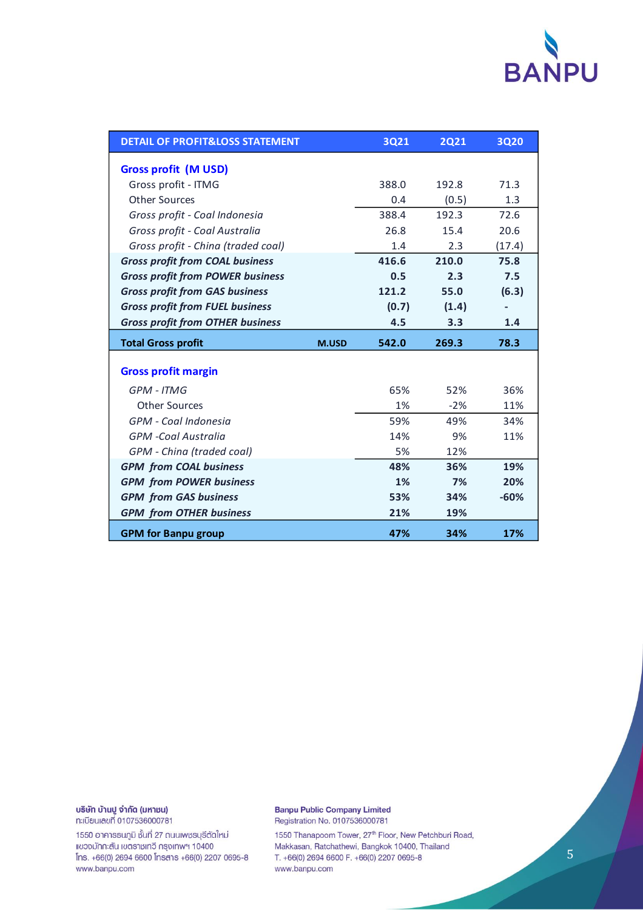| DETAIL OF PROFIT&LOSS STATEMENT | | 3Q21 | 2Q21 | 3Q20 |
|---|---|---|---|---|
| **Gross profit (M USD)** | | | | |
| Gross profit - ITMG | | 388.0 | 192.8 | 71.3 |
| Other Sources | | 0.4 | (0.5) | 1.3 |
| *Gross profit - Coal Indonesia* | | 388.4 | 192.3 | 72.6 |
| *Gross profit - Coal Australia* | | 26.8 | 15.4 | 20.6 |
| *Gross profit - China (traded coal)* | | 1.4 | 2.3 | (17.4) |
| ***Gross profit from COAL business*** | | **416.6** | **210.0** | **75.8** |
| ***Gross profit from POWER business*** | | **0.5** | **2.3** | **7.5** |
| ***Gross profit from GAS business*** | | **121.2** | **55.0** | **(6.3)** |
| ***Gross profit from FUEL business*** | | **(0.7)** | **(1.4)** | **-** |
| ***Gross profit from OTHER business*** | | **4.5** | **3.3** | **1.4** |
| **Total Gross profit** | **M.USD** | **542.0** | **269.3** | **78.3** |
| **Gross profit margin** | | | | |
| *GPM - ITMG* | | 65% | 52% | 36% |
| Other Sources | | 1% | -2% | 11% |
| *GPM - Coal Indonesia* | | 59% | 49% | 34% |
| *GPM -Coal Australia* | | 14% | 9% | 11% |
| *GPM - China (traded coal)* | | 5% | 12% | |
| ***GPM from COAL business*** | | **48%** | **36%** | **19%** |
| ***GPM from POWER business*** | | **1%** | **7%** | **20%** |
| ***GPM from GAS business*** | | **53%** | **34%** | **-60%** |
| ***GPM from OTHER business*** | | **21%** | **19%** | |
| **GPM for Banpu group** | | **47%** | **34%** | **17%** |